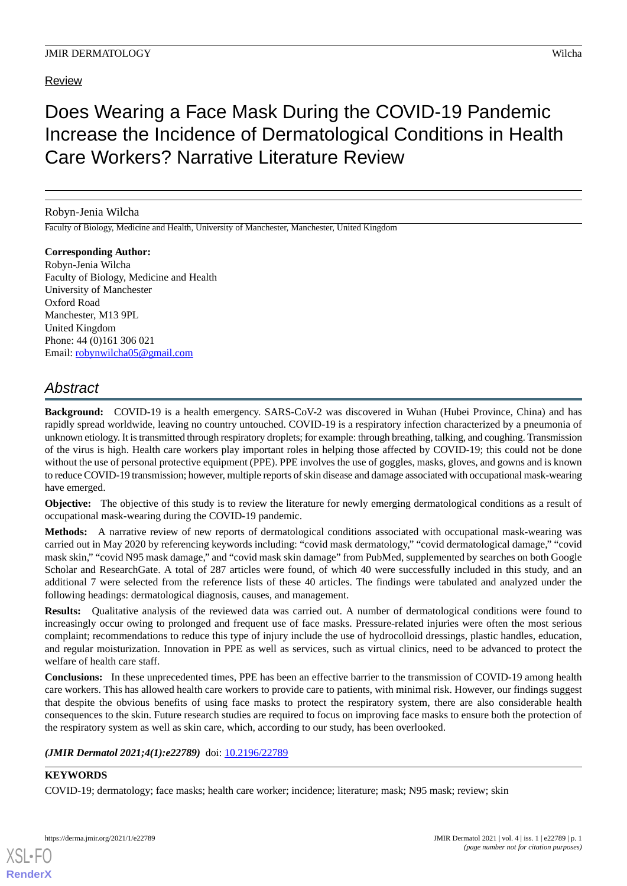Review

# Does Wearing a Face Mask During the COVID-19 Pandemic Increase the Incidence of Dermatological Conditions in Health Care Workers? Narrative Literature Review

Robyn-Jenia Wilcha

Faculty of Biology, Medicine and Health, University of Manchester, Manchester, United Kingdom

**Corresponding Author:**
Robyn-Jenia Wilcha
Faculty of Biology, Medicine and Health
University of Manchester
Oxford Road
Manchester, M13 9PL
United Kingdom
Phone: 44 (0)161 306 021
Email: robynwilcha05@gmail.com

## Abstract

**Background:** COVID-19 is a health emergency. SARS-CoV-2 was discovered in Wuhan (Hubei Province, China) and has rapidly spread worldwide, leaving no country untouched. COVID-19 is a respiratory infection characterized by a pneumonia of unknown etiology. It is transmitted through respiratory droplets; for example: through breathing, talking, and coughing. Transmission of the virus is high. Health care workers play important roles in helping those affected by COVID-19; this could not be done without the use of personal protective equipment (PPE). PPE involves the use of goggles, masks, gloves, and gowns and is known to reduce COVID-19 transmission; however, multiple reports of skin disease and damage associated with occupational mask-wearing have emerged.

**Objective:** The objective of this study is to review the literature for newly emerging dermatological conditions as a result of occupational mask-wearing during the COVID-19 pandemic.

**Methods:** A narrative review of new reports of dermatological conditions associated with occupational mask-wearing was carried out in May 2020 by referencing keywords including: "covid mask dermatology," "covid dermatological damage," "covid mask skin," "covid N95 mask damage," and "covid mask skin damage" from PubMed, supplemented by searches on both Google Scholar and ResearchGate. A total of 287 articles were found, of which 40 were successfully included in this study, and an additional 7 were selected from the reference lists of these 40 articles. The findings were tabulated and analyzed under the following headings: dermatological diagnosis, causes, and management.

**Results:** Qualitative analysis of the reviewed data was carried out. A number of dermatological conditions were found to increasingly occur owing to prolonged and frequent use of face masks. Pressure-related injuries were often the most serious complaint; recommendations to reduce this type of injury include the use of hydrocolloid dressings, plastic handles, education, and regular moisturization. Innovation in PPE as well as services, such as virtual clinics, need to be advanced to protect the welfare of health care staff.

**Conclusions:** In these unprecedented times, PPE has been an effective barrier to the transmission of COVID-19 among health care workers. This has allowed health care workers to provide care to patients, with minimal risk. However, our findings suggest that despite the obvious benefits of using face masks to protect the respiratory system, there are also considerable health consequences to the skin. Future research studies are required to focus on improving face masks to ensure both the protection of the respiratory system as well as skin care, which, according to our study, has been overlooked.

***(JMIR Dermatol 2021;4(1):e22789)*** doi: 10.2196/22789

**KEYWORDS**

COVID-19; dermatology; face masks; health care worker; incidence; literature; mask; N95 mask; review; skin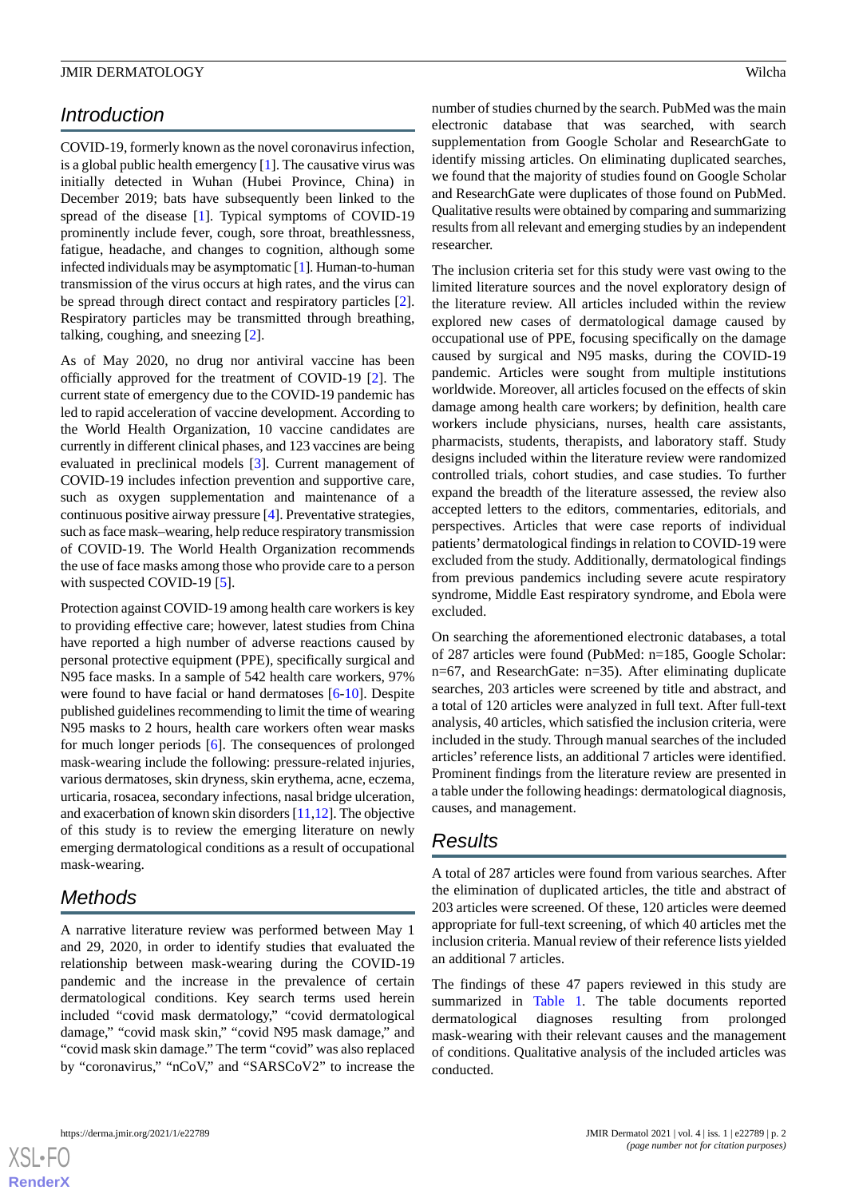## Introduction

COVID-19, formerly known as the novel coronavirus infection, is a global public health emergency [1]. The causative virus was initially detected in Wuhan (Hubei Province, China) in December 2019; bats have subsequently been linked to the spread of the disease [1]. Typical symptoms of COVID-19 prominently include fever, cough, sore throat, breathlessness, fatigue, headache, and changes to cognition, although some infected individuals may be asymptomatic [1]. Human-to-human transmission of the virus occurs at high rates, and the virus can be spread through direct contact and respiratory particles [2]. Respiratory particles may be transmitted through breathing, talking, coughing, and sneezing [2].

As of May 2020, no drug nor antiviral vaccine has been officially approved for the treatment of COVID-19 [2]. The current state of emergency due to the COVID-19 pandemic has led to rapid acceleration of vaccine development. According to the World Health Organization, 10 vaccine candidates are currently in different clinical phases, and 123 vaccines are being evaluated in preclinical models [3]. Current management of COVID-19 includes infection prevention and supportive care, such as oxygen supplementation and maintenance of a continuous positive airway pressure [4]. Preventative strategies, such as face mask–wearing, help reduce respiratory transmission of COVID-19. The World Health Organization recommends the use of face masks among those who provide care to a person with suspected COVID-19 [5].

Protection against COVID-19 among health care workers is key to providing effective care; however, latest studies from China have reported a high number of adverse reactions caused by personal protective equipment (PPE), specifically surgical and N95 face masks. In a sample of 542 health care workers, 97% were found to have facial or hand dermatoses [6-10]. Despite published guidelines recommending to limit the time of wearing N95 masks to 2 hours, health care workers often wear masks for much longer periods [6]. The consequences of prolonged mask-wearing include the following: pressure-related injuries, various dermatoses, skin dryness, skin erythema, acne, eczema, urticaria, rosacea, secondary infections, nasal bridge ulceration, and exacerbation of known skin disorders [11,12]. The objective of this study is to review the emerging literature on newly emerging dermatological conditions as a result of occupational mask-wearing.

## Methods

A narrative literature review was performed between May 1 and 29, 2020, in order to identify studies that evaluated the relationship between mask-wearing during the COVID-19 pandemic and the increase in the prevalence of certain dermatological conditions. Key search terms used herein included "covid mask dermatology," "covid dermatological damage," "covid mask skin," "covid N95 mask damage," and "covid mask skin damage." The term "covid" was also replaced by "coronavirus," "nCoV," and "SARSCoV2" to increase the number of studies churned by the search. PubMed was the main electronic database that was searched, with search supplementation from Google Scholar and ResearchGate to identify missing articles. On eliminating duplicated searches, we found that the majority of studies found on Google Scholar and ResearchGate were duplicates of those found on PubMed. Qualitative results were obtained by comparing and summarizing results from all relevant and emerging studies by an independent researcher.

The inclusion criteria set for this study were vast owing to the limited literature sources and the novel exploratory design of the literature review. All articles included within the review explored new cases of dermatological damage caused by occupational use of PPE, focusing specifically on the damage caused by surgical and N95 masks, during the COVID-19 pandemic. Articles were sought from multiple institutions worldwide. Moreover, all articles focused on the effects of skin damage among health care workers; by definition, health care workers include physicians, nurses, health care assistants, pharmacists, students, therapists, and laboratory staff. Study designs included within the literature review were randomized controlled trials, cohort studies, and case studies. To further expand the breadth of the literature assessed, the review also accepted letters to the editors, commentaries, editorials, and perspectives. Articles that were case reports of individual patients' dermatological findings in relation to COVID-19 were excluded from the study. Additionally, dermatological findings from previous pandemics including severe acute respiratory syndrome, Middle East respiratory syndrome, and Ebola were excluded.

On searching the aforementioned electronic databases, a total of 287 articles were found (PubMed: n=185, Google Scholar: n=67, and ResearchGate: n=35). After eliminating duplicate searches, 203 articles were screened by title and abstract, and a total of 120 articles were analyzed in full text. After full-text analysis, 40 articles, which satisfied the inclusion criteria, were included in the study. Through manual searches of the included articles' reference lists, an additional 7 articles were identified. Prominent findings from the literature review are presented in a table under the following headings: dermatological diagnosis, causes, and management.

## Results

A total of 287 articles were found from various searches. After the elimination of duplicated articles, the title and abstract of 203 articles were screened. Of these, 120 articles were deemed appropriate for full-text screening, of which 40 articles met the inclusion criteria. Manual review of their reference lists yielded an additional 7 articles.

The findings of these 47 papers reviewed in this study are summarized in Table 1. The table documents reported dermatological diagnoses resulting from prolonged mask-wearing with their relevant causes and the management of conditions. Qualitative analysis of the included articles was conducted.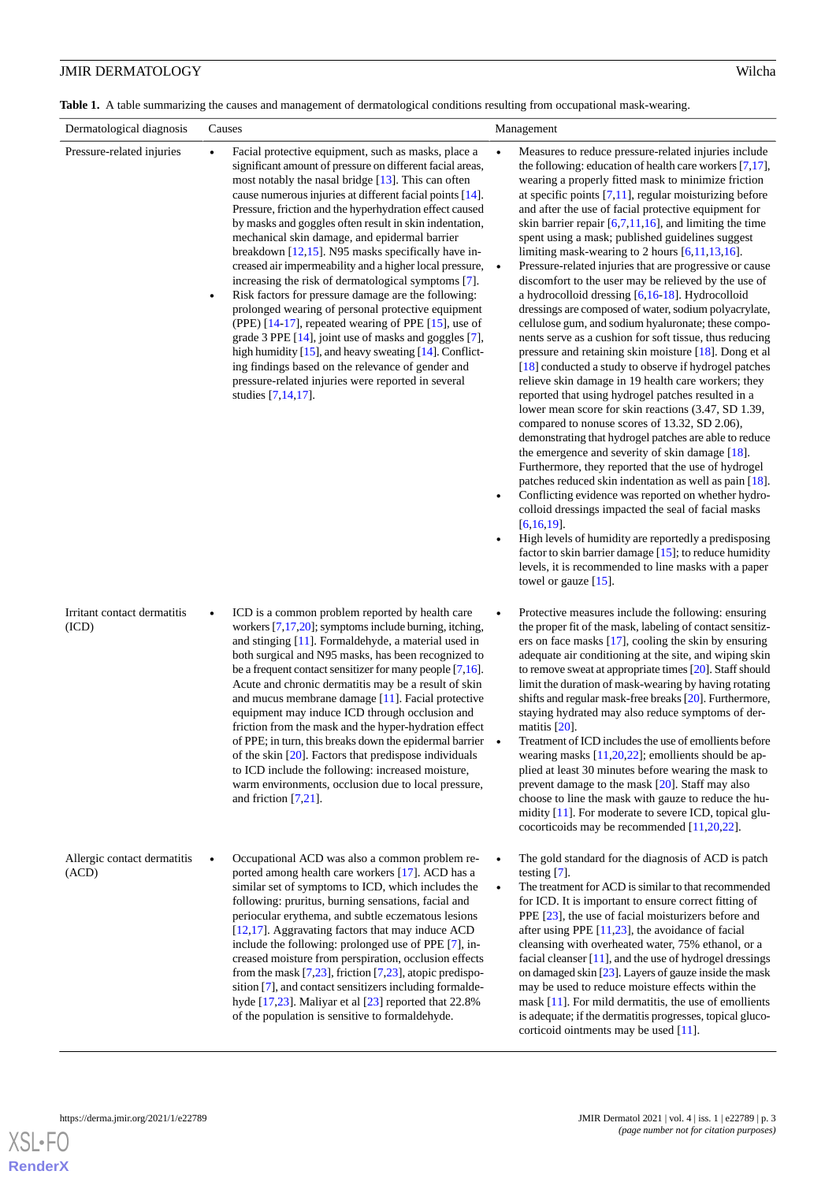**Table 1.** A table summarizing the causes and management of dermatological conditions resulting from occupational mask-wearing.

| Dermatological diagnosis | Causes | Management |
|---|---|---|
| Pressure-related injuries | • Facial protective equipment, such as masks, place a significant amount of pressure on different facial areas, most notably the nasal bridge [13]. This can often cause numerous injuries at different facial points [14]. Pressure, friction and the hyperhydration effect caused by masks and goggles often result in skin indentation, mechanical skin damage, and epidermal barrier breakdown [12,15]. N95 masks specifically have increased air impermeability and a higher local pressure, increasing the risk of dermatological symptoms [7].<br>• Risk factors for pressure damage are the following: prolonged wearing of personal protective equipment (PPE) [14-17], repeated wearing of PPE [15], use of grade 3 PPE [14], joint use of masks and goggles [7], high humidity [15], and heavy sweating [14]. Conflicting findings based on the relevance of gender and pressure-related injuries were reported in several studies [7,14,17]. | • Measures to reduce pressure-related injuries include the following: education of health care workers [7,17], wearing a properly fitted mask to minimize friction at specific points [7,11], regular moisturizing before and after the use of facial protective equipment for skin barrier repair [6,7,11,16], and limiting the time spent using a mask; published guidelines suggest limiting mask-wearing to 2 hours [6,11,13,16].<br>• Pressure-related injuries that are progressive or cause discomfort to the user may be relieved by the use of a hydrocolloid dressing [6,16-18]. Hydrocolloid dressings are composed of water, sodium polyacrylate, cellulose gum, and sodium hyaluronate; these components serve as a cushion for soft tissue, thus reducing pressure and retaining skin moisture [18]. Dong et al [18] conducted a study to observe if hydrogel patches relieve skin damage in 19 health care workers; they reported that using hydrogel patches resulted in a lower mean score for skin reactions (3.47, SD 1.39, compared to nonuse scores of 13.32, SD 2.06), demonstrating that hydrogel patches are able to reduce the emergence and severity of skin damage [18]. Furthermore, they reported that the use of hydrogel patches reduced skin indentation as well as pain [18].<br>• Conflicting evidence was reported on whether hydrocolloid dressings impacted the seal of facial masks [6,16,19].<br>• High levels of humidity are reportedly a predisposing factor to skin barrier damage [15]; to reduce humidity levels, it is recommended to line masks with a paper towel or gauze [15]. |
| Irritant contact dermatitis (ICD) | • ICD is a common problem reported by health care workers [7,17,20]; symptoms include burning, itching, and stinging [11]. Formaldehyde, a material used in both surgical and N95 masks, has been recognized to be a frequent contact sensitizer for many people [7,16]. Acute and chronic dermatitis may be a result of skin and mucus membrane damage [11]. Facial protective equipment may induce ICD through occlusion and friction from the mask and the hyper-hydration effect of PPE; in turn, this breaks down the epidermal barrier of the skin [20]. Factors that predispose individuals to ICD include the following: increased moisture, warm environments, occlusion due to local pressure, and friction [7,21]. | • Protective measures include the following: ensuring the proper fit of the mask, labeling of contact sensitizers on face masks [17], cooling the skin by ensuring adequate air conditioning at the site, and wiping skin to remove sweat at appropriate times [20]. Staff should limit the duration of mask-wearing by having rotating shifts and regular mask-free breaks [20]. Furthermore, staying hydrated may also reduce symptoms of dermatitis [20].<br>• Treatment of ICD includes the use of emollients before wearing masks [11,20,22]; emollients should be applied at least 30 minutes before wearing the mask to prevent damage to the mask [20]. Staff may also choose to line the mask with gauze to reduce the humidity [11]. For moderate to severe ICD, topical glucocorticoids may be recommended [11,20,22]. |
| Allergic contact dermatitis (ACD) | • Occupational ACD was also a common problem reported among health care workers [17]. ACD has a similar set of symptoms to ICD, which includes the following: pruritus, burning sensations, facial and periocular erythema, and subtle eczematous lesions [12,17]. Aggravating factors that may induce ACD include the following: prolonged use of PPE [7], increased moisture from perspiration, occlusion effects from the mask [7,23], friction [7,23], atopic predisposition [7], and contact sensitizers including formaldehyde [17,23]. Maliyar et al [23] reported that 22.8% of the population is sensitive to formaldehyde. | • The gold standard for the diagnosis of ACD is patch testing [7].<br>• The treatment for ACD is similar to that recommended for ICD. It is important to ensure correct fitting of PPE [23], the use of facial moisturizers before and after using PPE [11,23], the avoidance of facial cleansing with overheated water, 75% ethanol, or a facial cleanser [11], and the use of hydrogel dressings on damaged skin [23]. Layers of gauze inside the mask may be used to reduce moisture effects within the mask [11]. For mild dermatitis, the use of emollients is adequate; if the dermatitis progresses, topical glucocorticoid ointments may be used [11]. |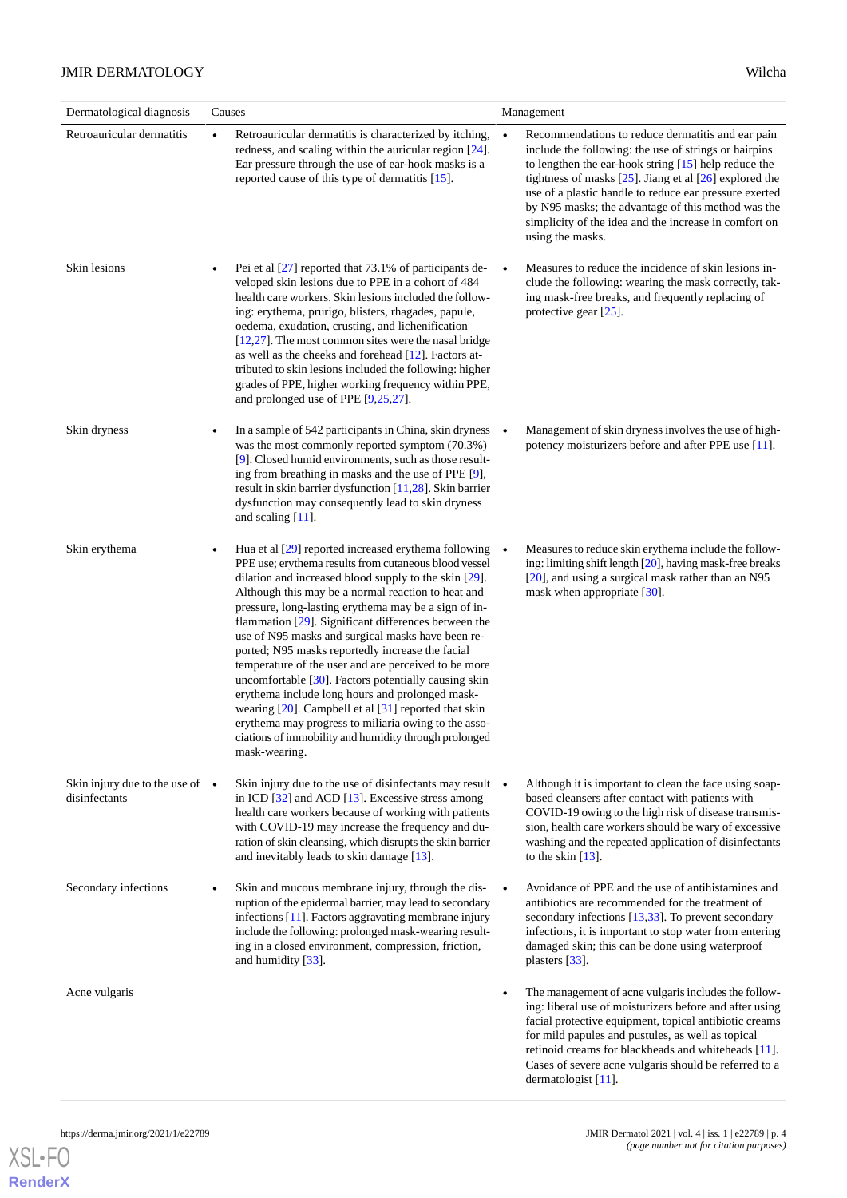| Dermatological diagnosis | Causes | Management |
|---|---|---|
| Retroauricular dermatitis | • Retroauricular dermatitis is characterized by itching, redness, and scaling within the auricular region [24]. Ear pressure through the use of ear-hook masks is a reported cause of this type of dermatitis [15]. | • Recommendations to reduce dermatitis and ear pain include the following: the use of strings or hairpins to lengthen the ear-hook string [15] help reduce the tightness of masks [25]. Jiang et al [26] explored the use of a plastic handle to reduce ear pressure exerted by N95 masks; the advantage of this method was the simplicity of the idea and the increase in comfort on using the masks. |
| Skin lesions | • Pei et al [27] reported that 73.1% of participants developed skin lesions due to PPE in a cohort of 484 health care workers. Skin lesions included the following: erythema, prurigo, blisters, rhagades, papule, oedema, exudation, crusting, and lichenification [12,27]. The most common sites were the nasal bridge as well as the cheeks and forehead [12]. Factors attributed to skin lesions included the following: higher grades of PPE, higher working frequency within PPE, and prolonged use of PPE [9,25,27]. | • Measures to reduce the incidence of skin lesions include the following: wearing the mask correctly, taking mask-free breaks, and frequently replacing of protective gear [25]. |
| Skin dryness | • In a sample of 542 participants in China, skin dryness was the most commonly reported symptom (70.3%) [9]. Closed humid environments, such as those resulting from breathing in masks and the use of PPE [9], result in skin barrier dysfunction [11,28]. Skin barrier dysfunction may consequently lead to skin dryness and scaling [11]. | • Management of skin dryness involves the use of high-potency moisturizers before and after PPE use [11]. |
| Skin erythema | • Hua et al [29] reported increased erythema following PPE use; erythema results from cutaneous blood vessel dilation and increased blood supply to the skin [29]. Although this may be a normal reaction to heat and pressure, long-lasting erythema may be a sign of inflammation [29]. Significant differences between the use of N95 masks and surgical masks have been reported; N95 masks reportedly increase the facial temperature of the user and are perceived to be more uncomfortable [30]. Factors potentially causing skin erythema include long hours and prolonged mask-wearing [20]. Campbell et al [31] reported that skin erythema may progress to miliaria owing to the associations of immobility and humidity through prolonged mask-wearing. | • Measures to reduce skin erythema include the following: limiting shift length [20], having mask-free breaks [20], and using a surgical mask rather than an N95 mask when appropriate [30]. |
| Skin injury due to the use of disinfectants | • Skin injury due to the use of disinfectants may result in ICD [32] and ACD [13]. Excessive stress among health care workers because of working with patients with COVID-19 may increase the frequency and duration of skin cleansing, which disrupts the skin barrier and inevitably leads to skin damage [13]. | • Although it is important to clean the face using soap-based cleansers after contact with patients with COVID-19 owing to the high risk of disease transmission, health care workers should be wary of excessive washing and the repeated application of disinfectants to the skin [13]. |
| Secondary infections | • Skin and mucous membrane injury, through the disruption of the epidermal barrier, may lead to secondary infections [11]. Factors aggravating membrane injury include the following: prolonged mask-wearing resulting in a closed environment, compression, friction, and humidity [33]. | • Avoidance of PPE and the use of antihistamines and antibiotics are recommended for the treatment of secondary infections [13,33]. To prevent secondary infections, it is important to stop water from entering damaged skin; this can be done using waterproof plasters [33]. |
| Acne vulgaris | | • The management of acne vulgaris includes the following: liberal use of moisturizers before and after using facial protective equipment, topical antibiotic creams for mild papules and pustules, as well as topical retinoid creams for blackheads and whiteheads [11]. Cases of severe acne vulgaris should be referred to a dermatologist [11]. |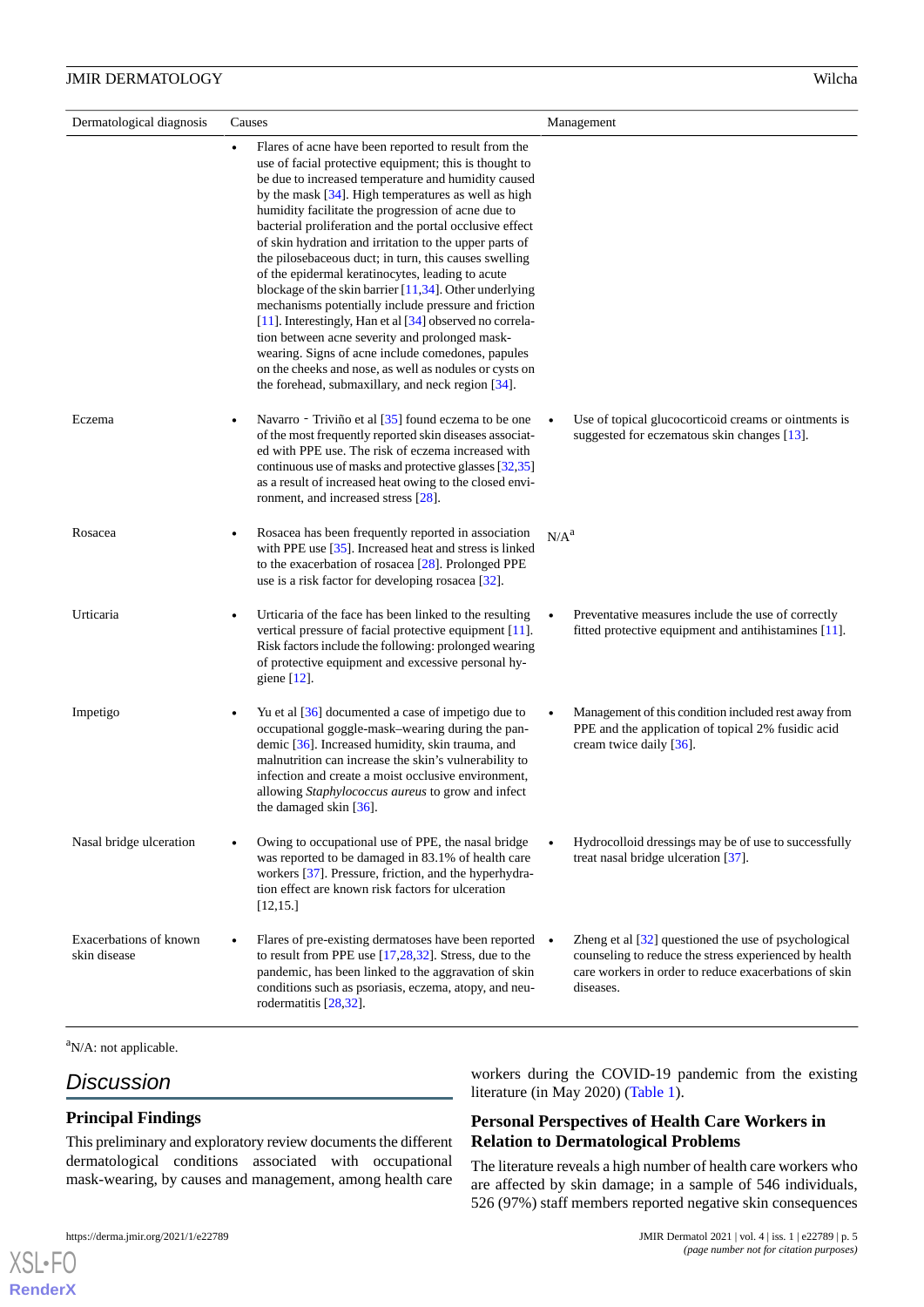| Dermatological diagnosis | Causes | Management |
|---|---|---|
| | • Flares of acne have been reported to result from the use of facial protective equipment; this is thought to be due to increased temperature and humidity caused by the mask [34]. High temperatures as well as high humidity facilitate the progression of acne due to bacterial proliferation and the portal occlusive effect of skin hydration and irritation to the upper parts of the pilosebaceous duct; in turn, this causes swelling of the epidermal keratinocytes, leading to acute blockage of the skin barrier [11,34]. Other underlying mechanisms potentially include pressure and friction [11]. Interestingly, Han et al [34] observed no correlation between acne severity and prolonged mask-wearing. Signs of acne include comedones, papules on the cheeks and nose, as well as nodules or cysts on the forehead, submaxillary, and neck region [34]. | |
| Eczema | • Navarro‐Triviño et al [35] found eczema to be one of the most frequently reported skin diseases associated with PPE use. The risk of eczema increased with continuous use of masks and protective glasses [32,35] as a result of increased heat owing to the closed environment, and increased stress [28]. | • Use of topical glucocorticoid creams or ointments is suggested for eczematous skin changes [13]. |
| Rosacea | • Rosacea has been frequently reported in association with PPE use [35]. Increased heat and stress is linked to the exacerbation of rosacea [28]. Prolonged PPE use is a risk factor for developing rosacea [32]. | N/A[a] |
| Urticaria | • Urticaria of the face has been linked to the resulting vertical pressure of facial protective equipment [11]. Risk factors include the following: prolonged wearing of protective equipment and excessive personal hygiene [12]. | • Preventative measures include the use of correctly fitted protective equipment and antihistamines [11]. |
| Impetigo | • Yu et al [36] documented a case of impetigo due to occupational goggle-mask–wearing during the pandemic [36]. Increased humidity, skin trauma, and malnutrition can increase the skin's vulnerability to infection and create a moist occlusive environment, allowing *Staphylococcus aureus* to grow and infect the damaged skin [36]. | • Management of this condition included rest away from PPE and the application of topical 2% fusidic acid cream twice daily [36]. |
| Nasal bridge ulceration | • Owing to occupational use of PPE, the nasal bridge was reported to be damaged in 83.1% of health care workers [37]. Pressure, friction, and the hyperhydration effect are known risk factors for ulceration [12,15.] | • Hydrocolloid dressings may be of use to successfully treat nasal bridge ulceration [37]. |
| Exacerbations of known skin disease | • Flares of pre-existing dermatoses have been reported to result from PPE use [17,28,32]. Stress, due to the pandemic, has been linked to the aggravation of skin conditions such as psoriasis, eczema, atopy, and neurodermatitis [28,32]. | • Zheng et al [32] questioned the use of psychological counseling to reduce the stress experienced by health care workers in order to reduce exacerbations of skin diseases. |

[a]N/A: not applicable.

## Discussion

### Principal Findings

This preliminary and exploratory review documents the different dermatological conditions associated with occupational mask-wearing, by causes and management, among health care workers during the COVID-19 pandemic from the existing literature (in May 2020) (Table 1).

### Personal Perspectives of Health Care Workers in Relation to Dermatological Problems

The literature reveals a high number of health care workers who are affected by skin damage; in a sample of 546 individuals, 526 (97%) staff members reported negative skin consequences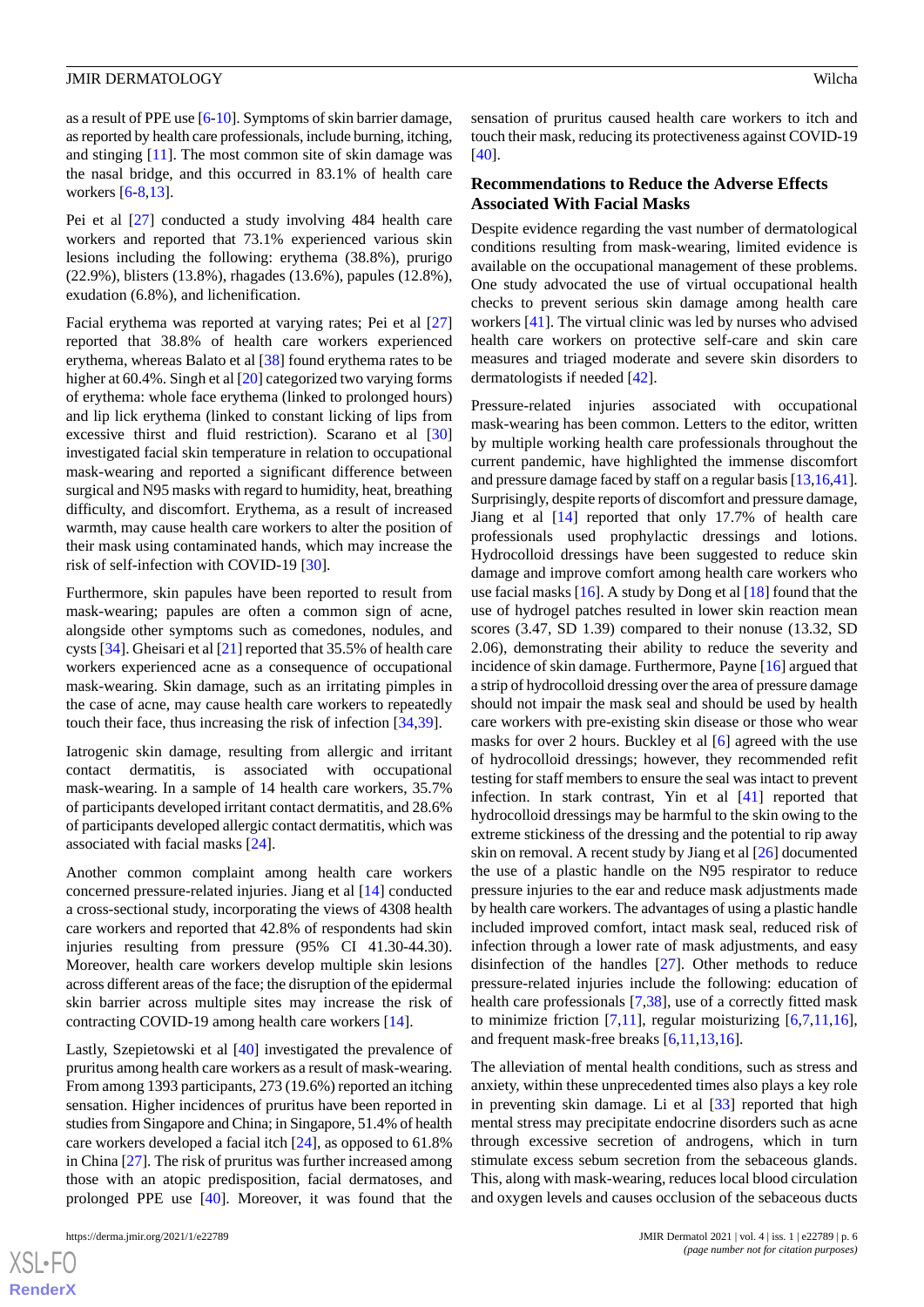as a result of PPE use [6-10]. Symptoms of skin barrier damage, as reported by health care professionals, include burning, itching, and stinging [11]. The most common site of skin damage was the nasal bridge, and this occurred in 83.1% of health care workers [6-8,13].

Pei et al [27] conducted a study involving 484 health care workers and reported that 73.1% experienced various skin lesions including the following: erythema (38.8%), prurigo (22.9%), blisters (13.8%), rhagades (13.6%), papules (12.8%), exudation (6.8%), and lichenification.

Facial erythema was reported at varying rates; Pei et al [27] reported that 38.8% of health care workers experienced erythema, whereas Balato et al [38] found erythema rates to be higher at 60.4%. Singh et al [20] categorized two varying forms of erythema: whole face erythema (linked to prolonged hours) and lip lick erythema (linked to constant licking of lips from excessive thirst and fluid restriction). Scarano et al [30] investigated facial skin temperature in relation to occupational mask-wearing and reported a significant difference between surgical and N95 masks with regard to humidity, heat, breathing difficulty, and discomfort. Erythema, as a result of increased warmth, may cause health care workers to alter the position of their mask using contaminated hands, which may increase the risk of self-infection with COVID-19 [30].

Furthermore, skin papules have been reported to result from mask-wearing; papules are often a common sign of acne, alongside other symptoms such as comedones, nodules, and cysts [34]. Gheisari et al [21] reported that 35.5% of health care workers experienced acne as a consequence of occupational mask-wearing. Skin damage, such as an irritating pimples in the case of acne, may cause health care workers to repeatedly touch their face, thus increasing the risk of infection [34,39].

Iatrogenic skin damage, resulting from allergic and irritant contact dermatitis, is associated with occupational mask-wearing. In a sample of 14 health care workers, 35.7% of participants developed irritant contact dermatitis, and 28.6% of participants developed allergic contact dermatitis, which was associated with facial masks [24].

Another common complaint among health care workers concerned pressure-related injuries. Jiang et al [14] conducted a cross-sectional study, incorporating the views of 4308 health care workers and reported that 42.8% of respondents had skin injuries resulting from pressure (95% CI 41.30-44.30). Moreover, health care workers develop multiple skin lesions across different areas of the face; the disruption of the epidermal skin barrier across multiple sites may increase the risk of contracting COVID-19 among health care workers [14].

Lastly, Szepietowski et al [40] investigated the prevalence of pruritus among health care workers as a result of mask-wearing. From among 1393 participants, 273 (19.6%) reported an itching sensation. Higher incidences of pruritus have been reported in studies from Singapore and China; in Singapore, 51.4% of health care workers developed a facial itch [24], as opposed to 61.8% in China [27]. The risk of pruritus was further increased among those with an atopic predisposition, facial dermatoses, and prolonged PPE use [40]. Moreover, it was found that the sensation of pruritus caused health care workers to itch and touch their mask, reducing its protectiveness against COVID-19 [40].

### Recommendations to Reduce the Adverse Effects Associated With Facial Masks

Despite evidence regarding the vast number of dermatological conditions resulting from mask-wearing, limited evidence is available on the occupational management of these problems. One study advocated the use of virtual occupational health checks to prevent serious skin damage among health care workers [41]. The virtual clinic was led by nurses who advised health care workers on protective self-care and skin care measures and triaged moderate and severe skin disorders to dermatologists if needed [42].

Pressure-related injuries associated with occupational mask-wearing has been common. Letters to the editor, written by multiple working health care professionals throughout the current pandemic, have highlighted the immense discomfort and pressure damage faced by staff on a regular basis [13,16,41]. Surprisingly, despite reports of discomfort and pressure damage, Jiang et al [14] reported that only 17.7% of health care professionals used prophylactic dressings and lotions. Hydrocolloid dressings have been suggested to reduce skin damage and improve comfort among health care workers who use facial masks [16]. A study by Dong et al [18] found that the use of hydrogel patches resulted in lower skin reaction mean scores (3.47, SD 1.39) compared to their nonuse (13.32, SD 2.06), demonstrating their ability to reduce the severity and incidence of skin damage. Furthermore, Payne [16] argued that a strip of hydrocolloid dressing over the area of pressure damage should not impair the mask seal and should be used by health care workers with pre-existing skin disease or those who wear masks for over 2 hours. Buckley et al [6] agreed with the use of hydrocolloid dressings; however, they recommended refit testing for staff members to ensure the seal was intact to prevent infection. In stark contrast, Yin et al [41] reported that hydrocolloid dressings may be harmful to the skin owing to the extreme stickiness of the dressing and the potential to rip away skin on removal. A recent study by Jiang et al [26] documented the use of a plastic handle on the N95 respirator to reduce pressure injuries to the ear and reduce mask adjustments made by health care workers. The advantages of using a plastic handle included improved comfort, intact mask seal, reduced risk of infection through a lower rate of mask adjustments, and easy disinfection of the handles [27]. Other methods to reduce pressure-related injuries include the following: education of health care professionals [7,38], use of a correctly fitted mask to minimize friction [7,11], regular moisturizing [6,7,11,16], and frequent mask-free breaks [6,11,13,16].

The alleviation of mental health conditions, such as stress and anxiety, within these unprecedented times also plays a key role in preventing skin damage. Li et al [33] reported that high mental stress may precipitate endocrine disorders such as acne through excessive secretion of androgens, which in turn stimulate excess sebum secretion from the sebaceous glands. This, along with mask-wearing, reduces local blood circulation and oxygen levels and causes occlusion of the sebaceous ducts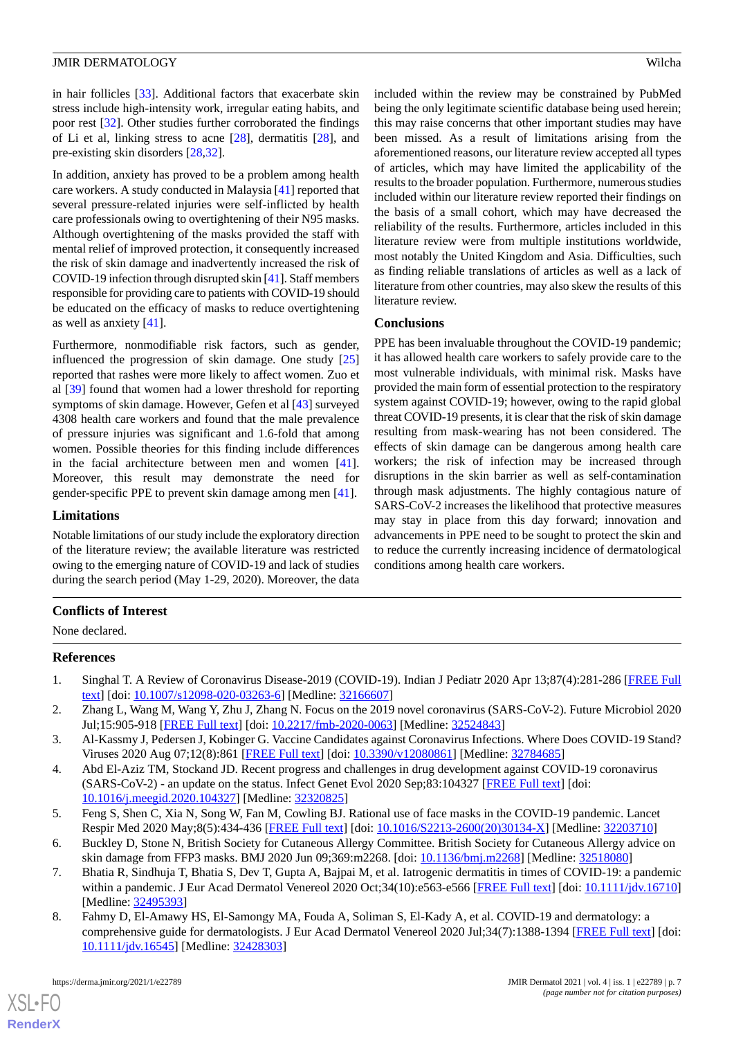in hair follicles [33]. Additional factors that exacerbate skin stress include high-intensity work, irregular eating habits, and poor rest [32]. Other studies further corroborated the findings of Li et al, linking stress to acne [28], dermatitis [28], and pre-existing skin disorders [28,32].

In addition, anxiety has proved to be a problem among health care workers. A study conducted in Malaysia [41] reported that several pressure-related injuries were self-inflicted by health care professionals owing to overtightening of their N95 masks. Although overtightening of the masks provided the staff with mental relief of improved protection, it consequently increased the risk of skin damage and inadvertently increased the risk of COVID-19 infection through disrupted skin [41]. Staff members responsible for providing care to patients with COVID-19 should be educated on the efficacy of masks to reduce overtightening as well as anxiety [41].

Furthermore, nonmodifiable risk factors, such as gender, influenced the progression of skin damage. One study [25] reported that rashes were more likely to affect women. Zuo et al [39] found that women had a lower threshold for reporting symptoms of skin damage. However, Gefen et al [43] surveyed 4308 health care workers and found that the male prevalence of pressure injuries was significant and 1.6-fold that among women. Possible theories for this finding include differences in the facial architecture between men and women [41]. Moreover, this result may demonstrate the need for gender-specific PPE to prevent skin damage among men [41].

### Limitations

Notable limitations of our study include the exploratory direction of the literature review; the available literature was restricted owing to the emerging nature of COVID-19 and lack of studies during the search period (May 1-29, 2020). Moreover, the data included within the review may be constrained by PubMed being the only legitimate scientific database being used herein; this may raise concerns that other important studies may have been missed. As a result of limitations arising from the aforementioned reasons, our literature review accepted all types of articles, which may have limited the applicability of the results to the broader population. Furthermore, numerous studies included within our literature review reported their findings on the basis of a small cohort, which may have decreased the reliability of the results. Furthermore, articles included in this literature review were from multiple institutions worldwide, most notably the United Kingdom and Asia. Difficulties, such as finding reliable translations of articles as well as a lack of literature from other countries, may also skew the results of this literature review.

### Conclusions

PPE has been invaluable throughout the COVID-19 pandemic; it has allowed health care workers to safely provide care to the most vulnerable individuals, with minimal risk. Masks have provided the main form of essential protection to the respiratory system against COVID-19; however, owing to the rapid global threat COVID-19 presents, it is clear that the risk of skin damage resulting from mask-wearing has not been considered. The effects of skin damage can be dangerous among health care workers; the risk of infection may be increased through disruptions in the skin barrier as well as self-contamination through mask adjustments. The highly contagious nature of SARS-CoV-2 increases the likelihood that protective measures may stay in place from this day forward; innovation and advancements in PPE need to be sought to protect the skin and to reduce the currently increasing incidence of dermatological conditions among health care workers.

## Conflicts of Interest

None declared.

## References

1. Singhal T. A Review of Coronavirus Disease-2019 (COVID-19). Indian J Pediatr 2020 Apr 13;87(4):281-286 [FREE Full text] [doi: 10.1007/s12098-020-03263-6] [Medline: 32166607]
2. Zhang L, Wang M, Wang Y, Zhu J, Zhang N. Focus on the 2019 novel coronavirus (SARS-CoV-2). Future Microbiol 2020 Jul;15:905-918 [FREE Full text] [doi: 10.2217/fmb-2020-0063] [Medline: 32524843]
3. Al-Kassmy J, Pedersen J, Kobinger G. Vaccine Candidates against Coronavirus Infections. Where Does COVID-19 Stand? Viruses 2020 Aug 07;12(8):861 [FREE Full text] [doi: 10.3390/v12080861] [Medline: 32784685]
4. Abd El-Aziz TM, Stockand JD. Recent progress and challenges in drug development against COVID-19 coronavirus (SARS-CoV-2) - an update on the status. Infect Genet Evol 2020 Sep;83:104327 [FREE Full text] [doi: 10.1016/j.meegid.2020.104327] [Medline: 32320825]
5. Feng S, Shen C, Xia N, Song W, Fan M, Cowling BJ. Rational use of face masks in the COVID-19 pandemic. Lancet Respir Med 2020 May;8(5):434-436 [FREE Full text] [doi: 10.1016/S2213-2600(20)30134-X] [Medline: 32203710]
6. Buckley D, Stone N, British Society for Cutaneous Allergy Committee. British Society for Cutaneous Allergy advice on skin damage from FFP3 masks. BMJ 2020 Jun 09;369:m2268. [doi: 10.1136/bmj.m2268] [Medline: 32518080]
7. Bhatia R, Sindhuja T, Bhatia S, Dev T, Gupta A, Bajpai M, et al. Iatrogenic dermatitis in times of COVID-19: a pandemic within a pandemic. J Eur Acad Dermatol Venereol 2020 Oct;34(10):e563-e566 [FREE Full text] [doi: 10.1111/jdv.16710] [Medline: 32495393]
8. Fahmy D, El-Amawy HS, El-Samongy MA, Fouda A, Soliman S, El-Kady A, et al. COVID-19 and dermatology: a comprehensive guide for dermatologists. J Eur Acad Dermatol Venereol 2020 Jul;34(7):1388-1394 [FREE Full text] [doi: 10.1111/jdv.16545] [Medline: 32428303]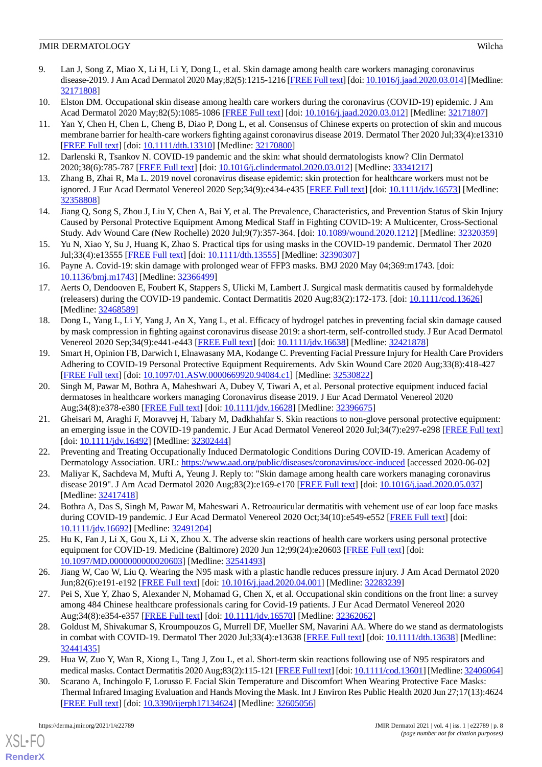9. Lan J, Song Z, Miao X, Li H, Li Y, Dong L, et al. Skin damage among health care workers managing coronavirus disease-2019. J Am Acad Dermatol 2020 May;82(5):1215-1216 [FREE Full text] [doi: 10.1016/j.jaad.2020.03.014] [Medline: 32171808]
10. Elston DM. Occupational skin disease among health care workers during the coronavirus (COVID-19) epidemic. J Am Acad Dermatol 2020 May;82(5):1085-1086 [FREE Full text] [doi: 10.1016/j.jaad.2020.03.012] [Medline: 32171807]
11. Yan Y, Chen H, Chen L, Cheng B, Diao P, Dong L, et al. Consensus of Chinese experts on protection of skin and mucous membrane barrier for health-care workers fighting against coronavirus disease 2019. Dermatol Ther 2020 Jul;33(4):e13310 [FREE Full text] [doi: 10.1111/dth.13310] [Medline: 32170800]
12. Darlenski R, Tsankov N. COVID-19 pandemic and the skin: what should dermatologists know? Clin Dermatol 2020;38(6):785-787 [FREE Full text] [doi: 10.1016/j.clindermatol.2020.03.012] [Medline: 33341217]
13. Zhang B, Zhai R, Ma L. 2019 novel coronavirus disease epidemic: skin protection for healthcare workers must not be ignored. J Eur Acad Dermatol Venereol 2020 Sep;34(9):e434-e435 [FREE Full text] [doi: 10.1111/jdv.16573] [Medline: 32358808]
14. Jiang Q, Song S, Zhou J, Liu Y, Chen A, Bai Y, et al. The Prevalence, Characteristics, and Prevention Status of Skin Injury Caused by Personal Protective Equipment Among Medical Staff in Fighting COVID-19: A Multicenter, Cross-Sectional Study. Adv Wound Care (New Rochelle) 2020 Jul;9(7):357-364. [doi: 10.1089/wound.2020.1212] [Medline: 32320359]
15. Yu N, Xiao Y, Su J, Huang K, Zhao S. Practical tips for using masks in the COVID-19 pandemic. Dermatol Ther 2020 Jul;33(4):e13555 [FREE Full text] [doi: 10.1111/dth.13555] [Medline: 32390307]
16. Payne A. Covid-19: skin damage with prolonged wear of FFP3 masks. BMJ 2020 May 04;369:m1743. [doi: 10.1136/bmj.m1743] [Medline: 32366499]
17. Aerts O, Dendooven E, Foubert K, Stappers S, Ulicki M, Lambert J. Surgical mask dermatitis caused by formaldehyde (releasers) during the COVID-19 pandemic. Contact Dermatitis 2020 Aug;83(2):172-173. [doi: 10.1111/cod.13626] [Medline: 32468589]
18. Dong L, Yang L, Li Y, Yang J, An X, Yang L, et al. Efficacy of hydrogel patches in preventing facial skin damage caused by mask compression in fighting against coronavirus disease 2019: a short-term, self-controlled study. J Eur Acad Dermatol Venereol 2020 Sep;34(9):e441-e443 [FREE Full text] [doi: 10.1111/jdv.16638] [Medline: 32421878]
19. Smart H, Opinion FB, Darwich I, Elnawasany MA, Kodange C. Preventing Facial Pressure Injury for Health Care Providers Adhering to COVID-19 Personal Protective Equipment Requirements. Adv Skin Wound Care 2020 Aug;33(8):418-427 [FREE Full text] [doi: 10.1097/01.ASW.0000669920.94084.c1] [Medline: 32530822]
20. Singh M, Pawar M, Bothra A, Maheshwari A, Dubey V, Tiwari A, et al. Personal protective equipment induced facial dermatoses in healthcare workers managing Coronavirus disease 2019. J Eur Acad Dermatol Venereol 2020 Aug;34(8):e378-e380 [FREE Full text] [doi: 10.1111/jdv.16628] [Medline: 32396675]
21. Gheisari M, Araghi F, Moravvej H, Tabary M, Dadkhahfar S. Skin reactions to non-glove personal protective equipment: an emerging issue in the COVID-19 pandemic. J Eur Acad Dermatol Venereol 2020 Jul;34(7):e297-e298 [FREE Full text] [doi: 10.1111/jdv.16492] [Medline: 32302444]
22. Preventing and Treating Occupationally Induced Dermatologic Conditions During COVID-19. American Academy of Dermatology Association. URL: https://www.aad.org/public/diseases/coronavirus/occ-induced [accessed 2020-06-02]
23. Maliyar K, Sachdeva M, Mufti A, Yeung J. Reply to: "Skin damage among health care workers managing coronavirus disease 2019". J Am Acad Dermatol 2020 Aug;83(2):e169-e170 [FREE Full text] [doi: 10.1016/j.jaad.2020.05.037] [Medline: 32417418]
24. Bothra A, Das S, Singh M, Pawar M, Maheswari A. Retroauricular dermatitis with vehement use of ear loop face masks during COVID-19 pandemic. J Eur Acad Dermatol Venereol 2020 Oct;34(10):e549-e552 [FREE Full text] [doi: 10.1111/jdv.16692] [Medline: 32491204]
25. Hu K, Fan J, Li X, Gou X, Li X, Zhou X. The adverse skin reactions of health care workers using personal protective equipment for COVID-19. Medicine (Baltimore) 2020 Jun 12;99(24):e20603 [FREE Full text] [doi: 10.1097/MD.0000000000020603] [Medline: 32541493]
26. Jiang W, Cao W, Liu Q. Wearing the N95 mask with a plastic handle reduces pressure injury. J Am Acad Dermatol 2020 Jun;82(6):e191-e192 [FREE Full text] [doi: 10.1016/j.jaad.2020.04.001] [Medline: 32283239]
27. Pei S, Xue Y, Zhao S, Alexander N, Mohamad G, Chen X, et al. Occupational skin conditions on the front line: a survey among 484 Chinese healthcare professionals caring for Covid-19 patients. J Eur Acad Dermatol Venereol 2020 Aug;34(8):e354-e357 [FREE Full text] [doi: 10.1111/jdv.16570] [Medline: 32362062]
28. Goldust M, Shivakumar S, Kroumpouzos G, Murrell DF, Mueller SM, Navarini AA. Where do we stand as dermatologists in combat with COVID-19. Dermatol Ther 2020 Jul;33(4):e13638 [FREE Full text] [doi: 10.1111/dth.13638] [Medline: 32441435]
29. Hua W, Zuo Y, Wan R, Xiong L, Tang J, Zou L, et al. Short-term skin reactions following use of N95 respirators and medical masks. Contact Dermatitis 2020 Aug;83(2):115-121 [FREE Full text] [doi: 10.1111/cod.13601] [Medline: 32406064]
30. Scarano A, Inchingolo F, Lorusso F. Facial Skin Temperature and Discomfort When Wearing Protective Face Masks: Thermal Infrared Imaging Evaluation and Hands Moving the Mask. Int J Environ Res Public Health 2020 Jun 27;17(13):4624 [FREE Full text] [doi: 10.3390/ijerph17134624] [Medline: 32605056]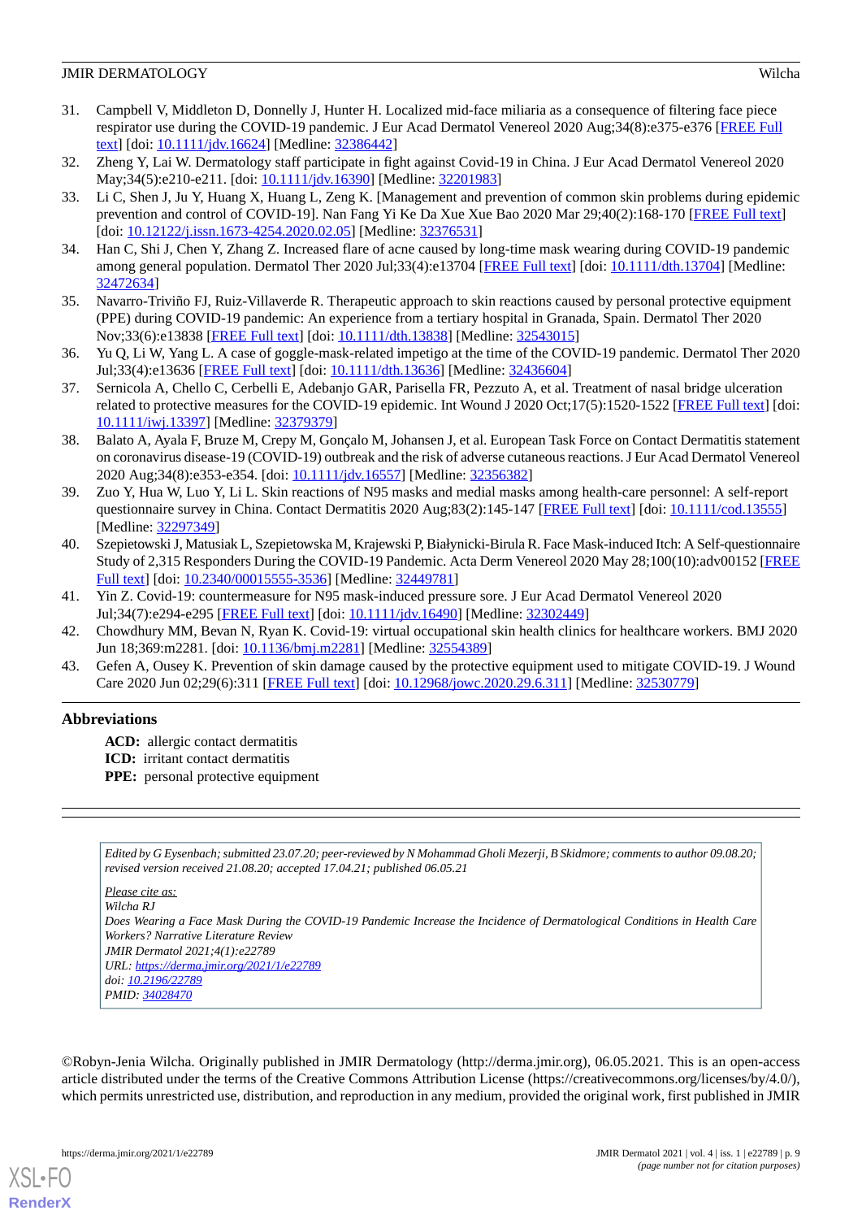31. Campbell V, Middleton D, Donnelly J, Hunter H. Localized mid-face miliaria as a consequence of filtering face piece respirator use during the COVID-19 pandemic. J Eur Acad Dermatol Venereol 2020 Aug;34(8):e375-e376 [FREE Full text] [doi: 10.1111/jdv.16624] [Medline: 32386442]
32. Zheng Y, Lai W. Dermatology staff participate in fight against Covid-19 in China. J Eur Acad Dermatol Venereol 2020 May;34(5):e210-e211. [doi: 10.1111/jdv.16390] [Medline: 32201983]
33. Li C, Shen J, Ju Y, Huang X, Huang L, Zeng K. [Management and prevention of common skin problems during epidemic prevention and control of COVID-19]. Nan Fang Yi Ke Da Xue Xue Bao 2020 Mar 29;40(2):168-170 [FREE Full text] [doi: 10.12122/j.issn.1673-4254.2020.02.05] [Medline: 32376531]
34. Han C, Shi J, Chen Y, Zhang Z. Increased flare of acne caused by long-time mask wearing during COVID-19 pandemic among general population. Dermatol Ther 2020 Jul;33(4):e13704 [FREE Full text] [doi: 10.1111/dth.13704] [Medline: 32472634]
35. Navarro-Triviño FJ, Ruiz-Villaverde R. Therapeutic approach to skin reactions caused by personal protective equipment (PPE) during COVID-19 pandemic: An experience from a tertiary hospital in Granada, Spain. Dermatol Ther 2020 Nov;33(6):e13838 [FREE Full text] [doi: 10.1111/dth.13838] [Medline: 32543015]
36. Yu Q, Li W, Yang L. A case of goggle-mask-related impetigo at the time of the COVID-19 pandemic. Dermatol Ther 2020 Jul;33(4):e13636 [FREE Full text] [doi: 10.1111/dth.13636] [Medline: 32436604]
37. Sernicola A, Chello C, Cerbelli E, Adebanjo GAR, Parisella FR, Pezzuto A, et al. Treatment of nasal bridge ulceration related to protective measures for the COVID-19 epidemic. Int Wound J 2020 Oct;17(5):1520-1522 [FREE Full text] [doi: 10.1111/iwj.13397] [Medline: 32379379]
38. Balato A, Ayala F, Bruze M, Crepy M, Gonçalo M, Johansen J, et al. European Task Force on Contact Dermatitis statement on coronavirus disease-19 (COVID-19) outbreak and the risk of adverse cutaneous reactions. J Eur Acad Dermatol Venereol 2020 Aug;34(8):e353-e354. [doi: 10.1111/jdv.16557] [Medline: 32356382]
39. Zuo Y, Hua W, Luo Y, Li L. Skin reactions of N95 masks and medial masks among health-care personnel: A self-report questionnaire survey in China. Contact Dermatitis 2020 Aug;83(2):145-147 [FREE Full text] [doi: 10.1111/cod.13555] [Medline: 32297349]
40. Szepietowski J, Matusiak L, Szepietowska M, Krajewski P, Białynicki-Birula R. Face Mask-induced Itch: A Self-questionnaire Study of 2,315 Responders During the COVID-19 Pandemic. Acta Derm Venereol 2020 May 28;100(10):adv00152 [FREE Full text] [doi: 10.2340/00015555-3536] [Medline: 32449781]
41. Yin Z. Covid-19: countermeasure for N95 mask-induced pressure sore. J Eur Acad Dermatol Venereol 2020 Jul;34(7):e294-e295 [FREE Full text] [doi: 10.1111/jdv.16490] [Medline: 32302449]
42. Chowdhury MM, Bevan N, Ryan K. Covid-19: virtual occupational skin health clinics for healthcare workers. BMJ 2020 Jun 18;369:m2281. [doi: 10.1136/bmj.m2281] [Medline: 32554389]
43. Gefen A, Ousey K. Prevention of skin damage caused by the protective equipment used to mitigate COVID-19. J Wound Care 2020 Jun 02;29(6):311 [FREE Full text] [doi: 10.12968/jowc.2020.29.6.311] [Medline: 32530779]

## Abbreviations

**ACD:** allergic contact dermatitis
**ICD:** irritant contact dermatitis
**PPE:** personal protective equipment

*Edited by G Eysenbach; submitted 23.07.20; peer-reviewed by N Mohammad Gholi Mezerji, B Skidmore; comments to author 09.08.20; revised version received 21.08.20; accepted 17.04.21; published 06.05.21*

*Please cite as:*
*Wilcha RJ*
*Does Wearing a Face Mask During the COVID-19 Pandemic Increase the Incidence of Dermatological Conditions in Health Care Workers? Narrative Literature Review*
*JMIR Dermatol 2021;4(1):e22789*
*URL: https://derma.jmir.org/2021/1/e22789*
*doi: 10.2196/22789*
*PMID: 34028470*

©Robyn-Jenia Wilcha. Originally published in JMIR Dermatology (http://derma.jmir.org), 06.05.2021. This is an open-access article distributed under the terms of the Creative Commons Attribution License (https://creativecommons.org/licenses/by/4.0/), which permits unrestricted use, distribution, and reproduction in any medium, provided the original work, first published in JMIR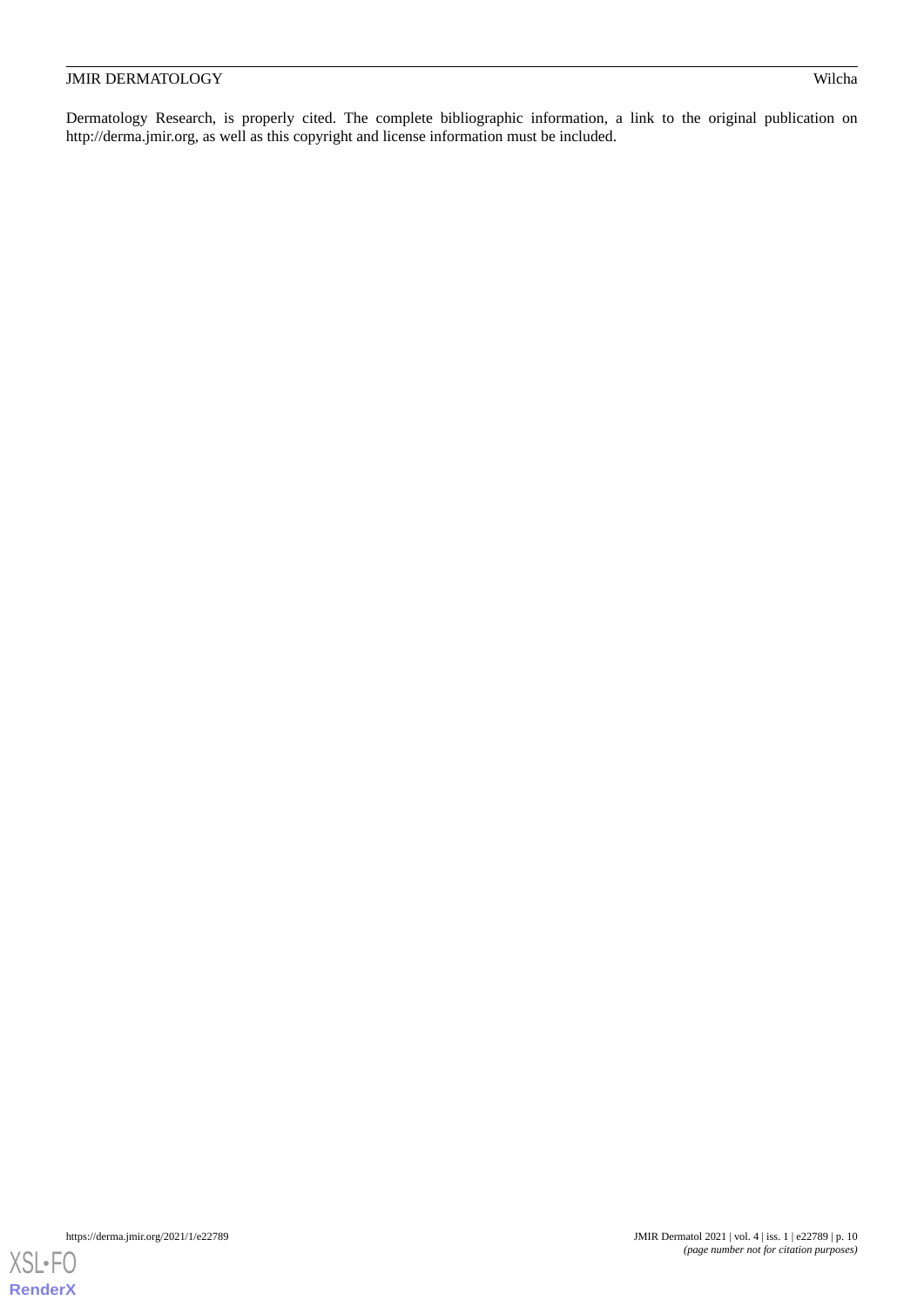Dermatology Research, is properly cited. The complete bibliographic information, a link to the original publication on http://derma.jmir.org, as well as this copyright and license information must be included.